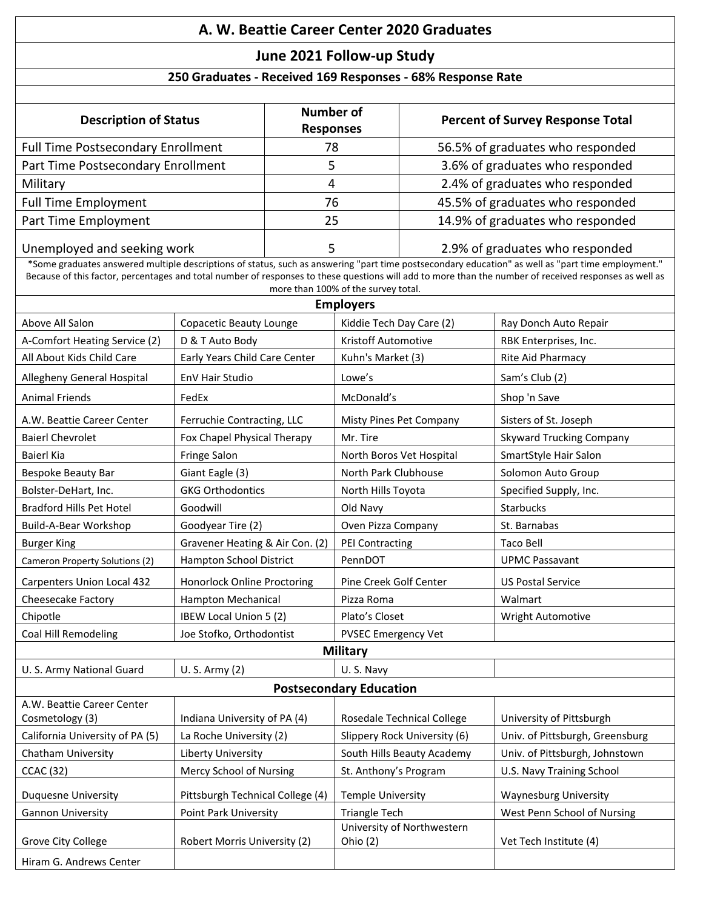# A. W. Beattie Career Center 2020 Graduates

## June 2021 Follow-up Study

**250 Graduates - Received 169 Responses - 68% Response Rate**

| Description of Status | Number of Responses | Percent of Survey Response Total |
|---|---|---|
| Full Time Postsecondary Enrollment | 78 | 56.5% of graduates who responded |
| Part Time Postsecondary Enrollment | 5 | 3.6% of graduates who responded |
| Military | 4 | 2.4% of graduates who responded |
| Full Time Employment | 76 | 45.5% of graduates who responded |
| Part Time Employment | 25 | 14.9% of graduates who responded |
| Unemployed and seeking work | 5 | 2.9% of graduates who responded |

*Some graduates answered multiple descriptions of status, such as answering "part time postsecondary education" as well as "part time employment." Because of this factor, percentages and total number of responses to these questions will add to more than the number of received responses as well as more than 100% of the survey total.

### Employers

| | | | |
|---|---|---|---|
| Above All Salon | Copacetic Beauty Lounge | Kiddie Tech Day Care (2) | Ray Donch Auto Repair |
| A-Comfort Heating Service (2) | D & T Auto Body | Kristoff Automotive | RBK Enterprises, Inc. |
| All About Kids Child Care | Early Years Child Care Center | Kuhn's Market (3) | Rite Aid Pharmacy |
| Allegheny General Hospital | EnV Hair Studio | Lowe's | Sam's Club (2) |
| Animal Friends | FedEx | McDonald's | Shop 'n Save |
| A.W. Beattie Career Center | Ferruchie Contracting, LLC | Misty Pines Pet Company | Sisters of St. Joseph |
| Baierl Chevrolet | Fox Chapel Physical Therapy | Mr. Tire | Skyward Trucking Company |
| Baierl Kia | Fringe Salon | North Boros Vet Hospital | SmartStyle Hair Salon |
| Bespoke Beauty Bar | Giant Eagle (3) | North Park Clubhouse | Solomon Auto Group |
| Bolster-DeHart, Inc. | GKG Orthodontics | North Hills Toyota | Specified Supply, Inc. |
| Bradford Hills Pet Hotel | Goodwill | Old Navy | Starbucks |
| Build-A-Bear Workshop | Goodyear Tire (2) | Oven Pizza Company | St. Barnabas |
| Burger King | Gravener Heating & Air Con. (2) | PEI Contracting | Taco Bell |
| Cameron Property Solutions (2) | Hampton School District | PennDOT | UPMC Passavant |
| Carpenters Union Local 432 | Honorlock Online Proctoring | Pine Creek Golf Center | US Postal Service |
| Cheesecake Factory | Hampton Mechanical | Pizza Roma | Walmart |
| Chipotle | IBEW Local Union 5 (2) | Plato's Closet | Wright Automotive |
| Coal Hill Remodeling | Joe Stofko, Orthodontist | PVSEC Emergency Vet | |

### Military

| | | | |
|---|---|---|---|
| U. S. Army National Guard | U. S. Army (2) | U. S. Navy | |

### Postsecondary Education

| | | | |
|---|---|---|---|
| A.W. Beattie Career Center Cosmetology (3) | Indiana University of PA (4) | Rosedale Technical College | University of Pittsburgh |
| California University of PA (5) | La Roche University (2) | Slippery Rock University (6) | Univ. of Pittsburgh, Greensburg |
| Chatham University | Liberty University | South Hills Beauty Academy | Univ. of Pittsburgh, Johnstown |
| CCAC (32) | Mercy School of Nursing | St. Anthony's Program | U.S. Navy Training School |
| Duquesne University | Pittsburgh Technical College (4) | Temple University | Waynesburg University |
| Gannon University | Point Park University | Triangle Tech | West Penn School of Nursing |
| Grove City College | Robert Morris University (2) | University of Northwestern Ohio (2) | Vet Tech Institute (4) |
| Hiram G. Andrews Center | | | |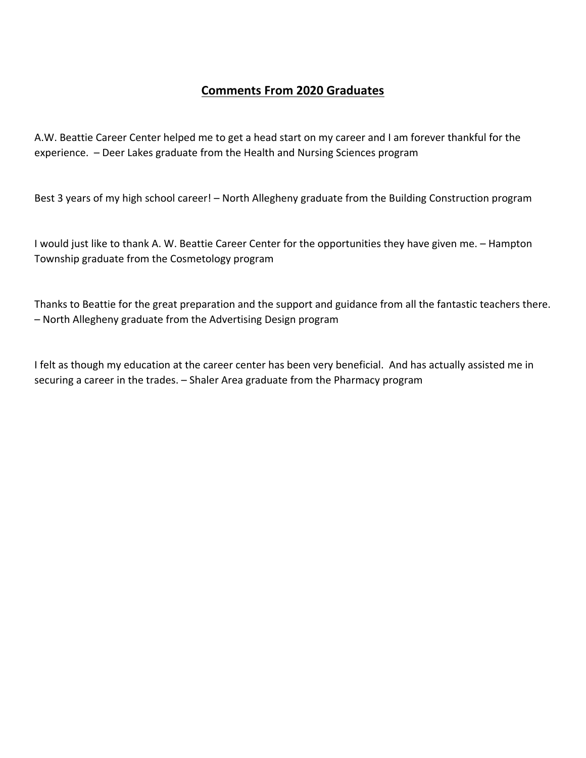## Comments From 2020 Graduates

A.W. Beattie Career Center helped me to get a head start on my career and I am forever thankful for the experience. – Deer Lakes graduate from the Health and Nursing Sciences program

Best 3 years of my high school career! – North Allegheny graduate from the Building Construction program

I would just like to thank A. W. Beattie Career Center for the opportunities they have given me. – Hampton Township graduate from the Cosmetology program

Thanks to Beattie for the great preparation and the support and guidance from all the fantastic teachers there. – North Allegheny graduate from the Advertising Design program

I felt as though my education at the career center has been very beneficial. And has actually assisted me in securing a career in the trades. – Shaler Area graduate from the Pharmacy program